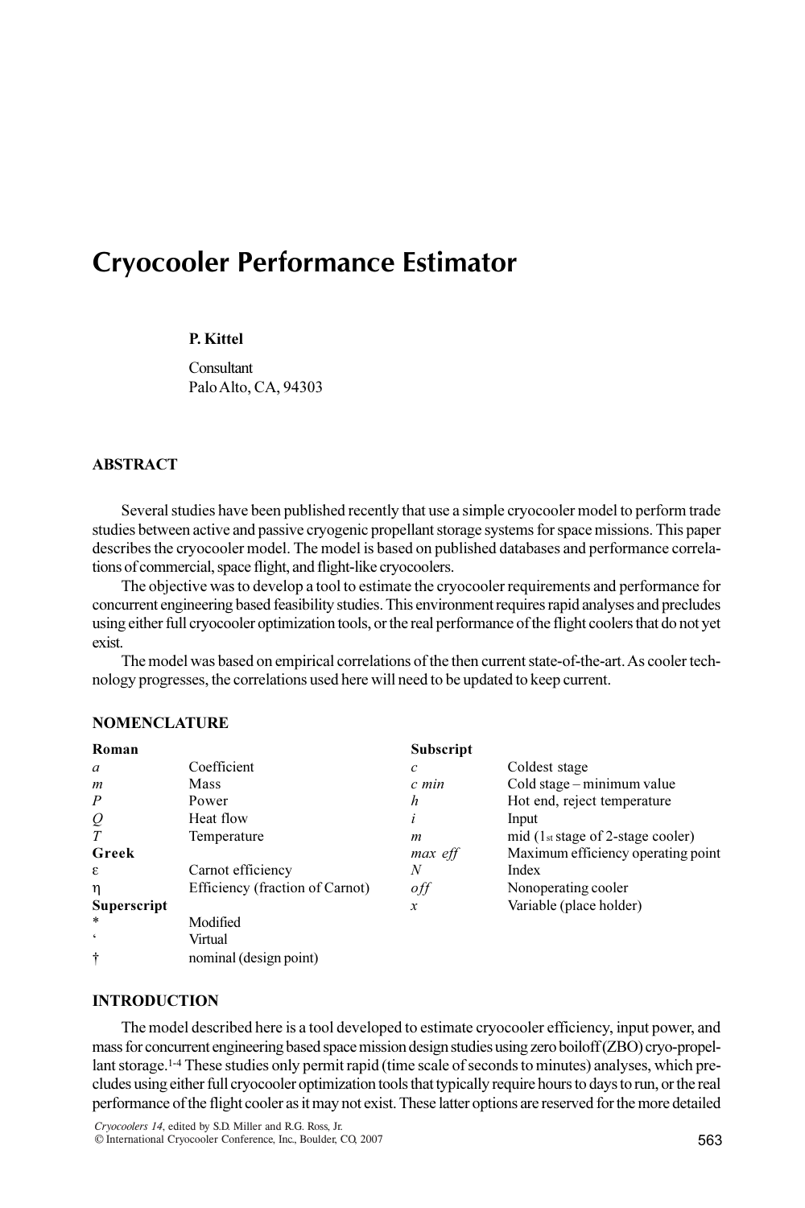# Cryocooler Performance Estimator

**P. Kittel**

Consultant
Palo Alto, CA, 94303

## ABSTRACT

Several studies have been published recently that use a simple cryocooler model to perform trade studies between active and passive cryogenic propellant storage systems for space missions. This paper describes the cryocooler model. The model is based on published databases and performance correlations of commercial, space flight, and flight-like cryocoolers.

The objective was to develop a tool to estimate the cryocooler requirements and performance for concurrent engineering based feasibility studies. This environment requires rapid analyses and precludes using either full cryocooler optimization tools, or the real performance of the flight coolers that do not yet exist.

The model was based on empirical correlations of the then current state-of-the-art. As cooler technology progresses, the correlations used here will need to be updated to keep current.

## NOMENCLATURE

| **Roman** | | **Subscript** | |
|---|---|---|---|
| $a$ | Coefficient | $c$ | Coldest stage |
| $m$ | Mass | $c\ min$ | Cold stage – minimum value |
| $P$ | Power | $h$ | Hot end, reject temperature |
| $Q$ | Heat flow | $i$ | Input |
| $T$ | Temperature | $m$ | mid (1st stage of 2-stage cooler) |
| **Greek** | | $max\ eff$ | Maximum efficiency operating point |
| $\varepsilon$ | Carnot efficiency | $N$ | Index |
| $\eta$ | Efficiency (fraction of Carnot) | $off$ | Nonoperating cooler |
| **Superscript** | | $x$ | Variable (place holder) |
| * | Modified | | |
| ‘ | Virtual | | |
| † | nominal (design point) | | |

## INTRODUCTION

The model described here is a tool developed to estimate cryocooler efficiency, input power, and mass for concurrent engineering based space mission design studies using zero boiloff (ZBO) cryo-propellant storage.[1-4] These studies only permit rapid (time scale of seconds to minutes) analyses, which precludes using either full cryocooler optimization tools that typically require hours to days to run, or the real performance of the flight cooler as it may not exist. These latter options are reserved for the more detailed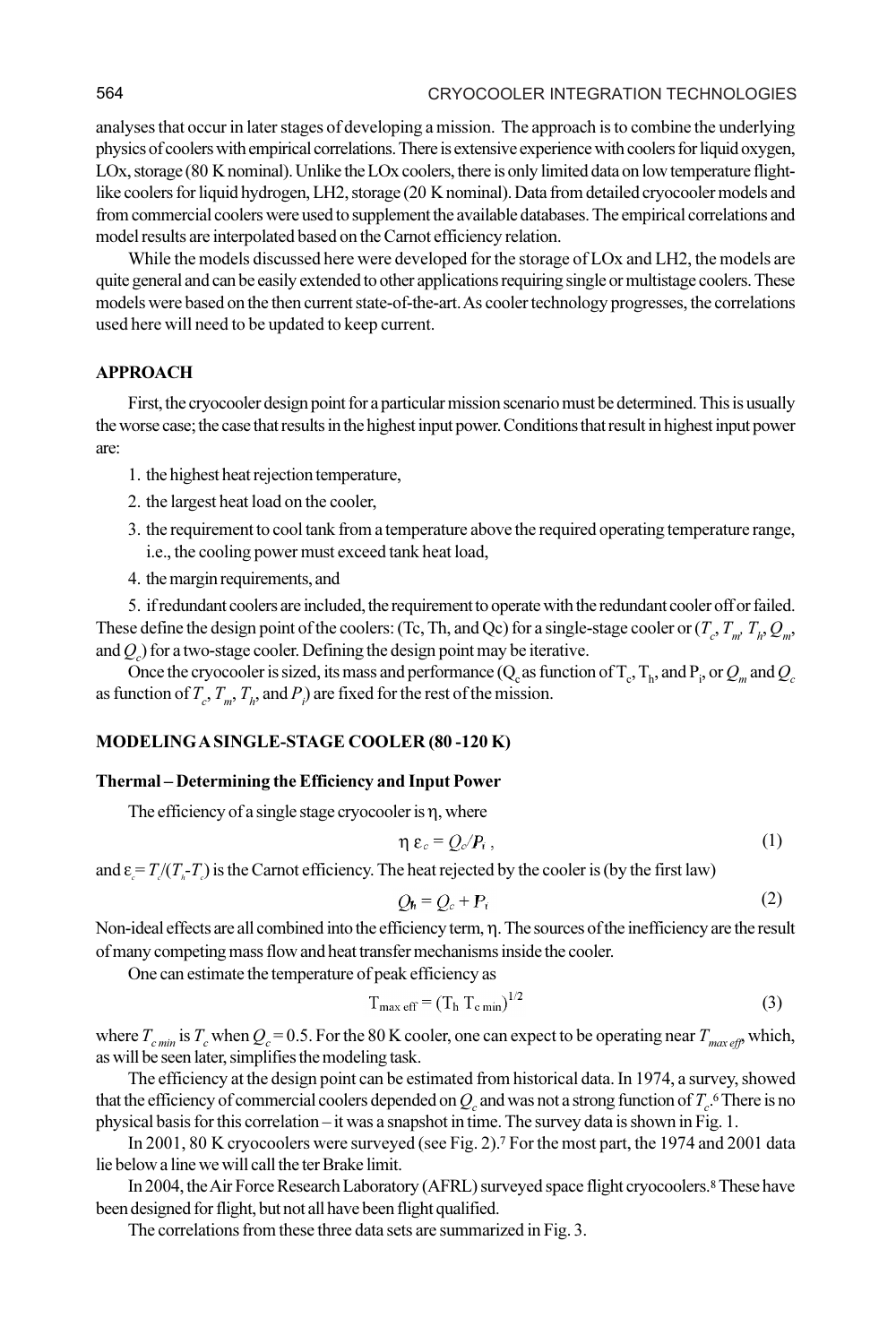analyses that occur in later stages of developing a mission. The approach is to combine the underlying physics of coolers with empirical correlations. There is extensive experience with coolers for liquid oxygen, LOx, storage (80 K nominal). Unlike the LOx coolers, there is only limited data on low temperature flight-like coolers for liquid hydrogen, LH2, storage (20 K nominal). Data from detailed cryocooler models and from commercial coolers were used to supplement the available databases. The empirical correlations and model results are interpolated based on the Carnot efficiency relation.

While the models discussed here were developed for the storage of LOx and LH2, the models are quite general and can be easily extended to other applications requiring single or multistage coolers. These models were based on the then current state-of-the-art. As cooler technology progresses, the correlations used here will need to be updated to keep current.

## APPROACH

First, the cryocooler design point for a particular mission scenario must be determined. This is usually the worse case; the case that results in the highest input power. Conditions that result in highest input power are:

1. the highest heat rejection temperature,
2. the largest heat load on the cooler,
3. the requirement to cool tank from a temperature above the required operating temperature range, i.e., the cooling power must exceed tank heat load,
4. the margin requirements, and
5. if redundant coolers are included, the requirement to operate with the redundant cooler off or failed.

These define the design point of the coolers: (Tc, Th, and Qc) for a single-stage cooler or ($T_c$, $T_m$, $T_h$, $Q_m$, and $Q_c$) for a two-stage cooler. Defining the design point may be iterative.

Once the cryocooler is sized, its mass and performance ($Q_c$ as function of $T_c$, $T_h$, and $P_i$, or $Q_m$ and $Q_c$ as function of $T_c$, $T_m$, $T_h$, and $P_i$) are fixed for the rest of the mission.

## MODELING A SINGLE-STAGE COOLER (80 -120 K)

### Thermal – Determining the Efficiency and Input Power

The efficiency of a single stage cryocooler is $\eta$, where

$$\eta \, \varepsilon_c = Q_c / P_i \, , \tag{1}$$

and $\varepsilon_c = T_c/(T_h - T_c)$ is the Carnot efficiency. The heat rejected by the cooler is (by the first law)

$$Q_h = Q_c + P_i \tag{2}$$

Non-ideal effects are all combined into the efficiency term, $\eta$. The sources of the inefficiency are the result of many competing mass flow and heat transfer mechanisms inside the cooler.

One can estimate the temperature of peak efficiency as

$$T_{max\ eff} = (T_h \; T_{c\ min})^{1/2} \tag{3}$$

where $T_{c\ min}$ is $T_c$ when $Q_c = 0.5$. For the 80 K cooler, one can expect to be operating near $T_{max\ eff}$, which, as will be seen later, simplifies the modeling task.

The efficiency at the design point can be estimated from historical data. In 1974, a survey, showed that the efficiency of commercial coolers depended on $Q_c$ and was not a strong function of $T_c$.[6] There is no physical basis for this correlation – it was a snapshot in time. The survey data is shown in Fig. 1.

In 2001, 80 K cryocoolers were surveyed (see Fig. 2).[7] For the most part, the 1974 and 2001 data lie below a line we will call the ter Brake limit.

In 2004, the Air Force Research Laboratory (AFRL) surveyed space flight cryocoolers.[8] These have been designed for flight, but not all have been flight qualified.

The correlations from these three data sets are summarized in Fig. 3.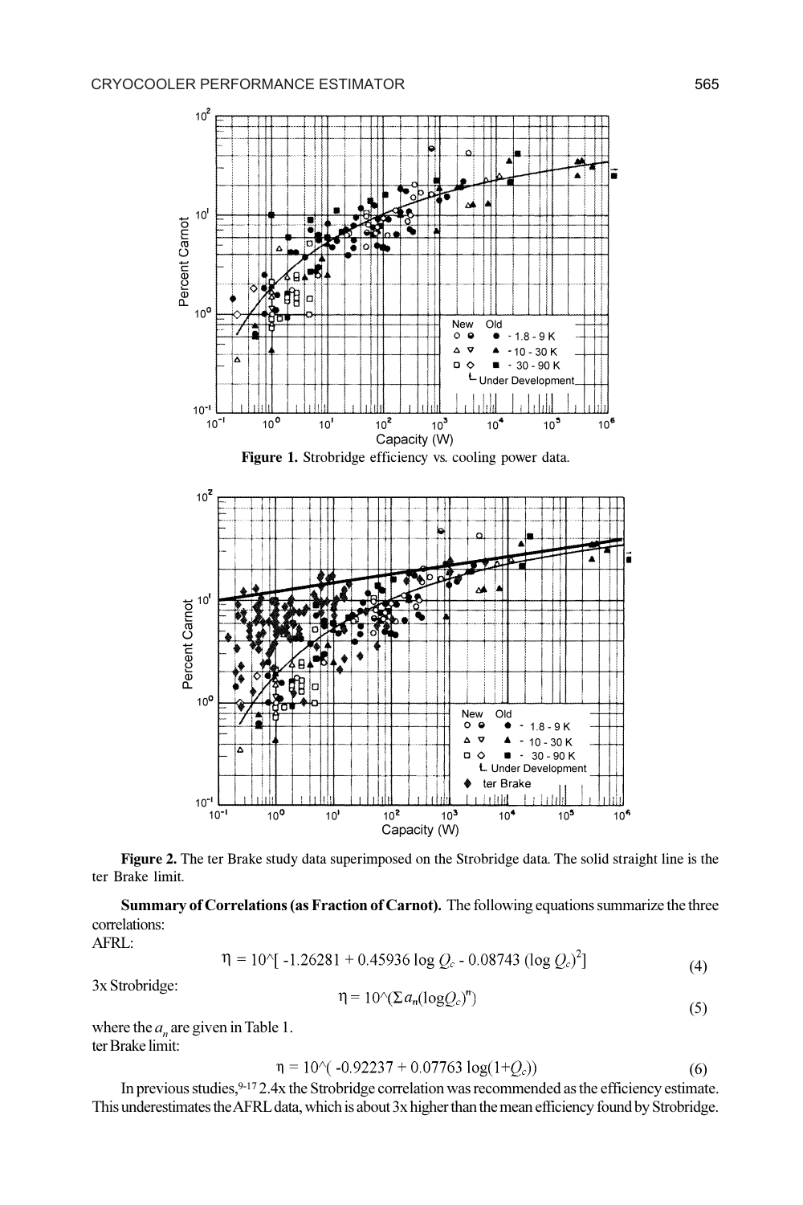Figure 1. Strobridge efficiency vs. cooling power data.

Figure 2. The ter Brake study data superimposed on the Strobridge data. The solid straight line is the ter Brake limit.

**Summary of Correlations (as Fraction of Carnot).** The following equations summarize the three correlations:

AFRL:

$$\eta = 10\text{^}[\,-1.26281 + 0.45936 \log Q_c - 0.08743 (\log Q_c)^2] \tag{4}$$

3x Strobridge:

$$\eta = 10\text{^}(\Sigma a_n (\log Q_c)^n) \tag{5}$$

where the $a_n$ are given in Table 1.

ter Brake limit:

$$\eta = 10\text{^}(\,-0.92237 + 0.07763 \log(1+Q_c)) \tag{6}$$

In previous studies,[9-17] 2.4x the Strobridge correlation was recommended as the efficiency estimate. This underestimates the AFRL data, which is about 3x higher than the mean efficiency found by Strobridge.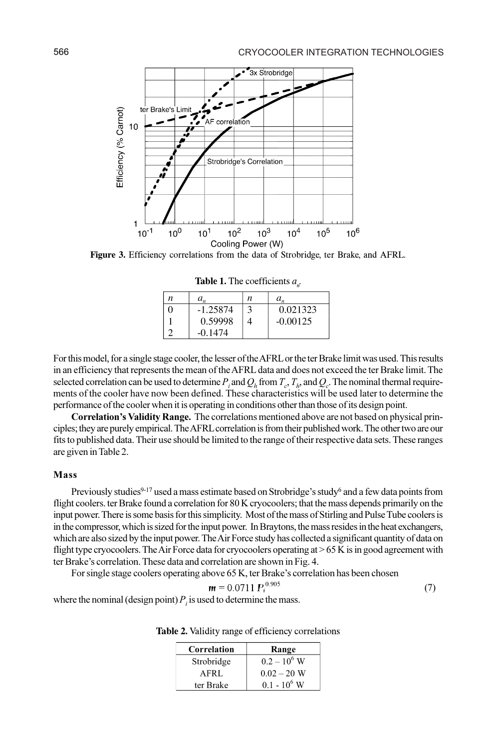**Figure 3.** Efficiency correlations from the data of Strobridge, ter Brake, and AFRL.

**Table 1.** The coefficients $a_n$.

| $n$ | $a_n$ | $n$ | $a_n$ |
|---|---|---|---|
| 0 | -1.25874 | 3 | 0.021323 |
| 1 | 0.59998 | 4 | -0.00125 |
| 2 | -0.1474 | | |

For this model, for a single stage cooler, the lesser of the AFRL or the ter Brake limit was used. This results in an efficiency that represents the mean of the AFRL data and does not exceed the ter Brake limit. The selected correlation can be used to determine $P_i$ and $Q_h$ from $T_c$, $T_h$, and $Q_c$. The nominal thermal requirements of the cooler have now been defined. These characteristics will be used later to determine the performance of the cooler when it is operating in conditions other than those of its design point.

**Correlation's Validity Range.** The correlations mentioned above are not based on physical principles; they are purely empirical. The AFRL correlation is from their published work. The other two are our fits to published data. Their use should be limited to the range of their respective data sets. These ranges are given in Table 2.

### Mass

Previously studies[9-17] used a mass estimate based on Strobridge's study[6] and a few data points from flight coolers. ter Brake found a correlation for 80 K cryocoolers; that the mass depends primarily on the input power. There is some basis for this simplicity. Most of the mass of Stirling and Pulse Tube coolers is in the compressor, which is sized for the input power. In Braytons, the mass resides in the heat exchangers, which are also sized by the input power. The Air Force study has collected a significant quantity of data on flight type cryocoolers. The Air Force data for cryocoolers operating at > 65 K is in good agreement with ter Brake's correlation. These data and correlation are shown in Fig. 4.

For single stage coolers operating above 65 K, ter Brake's correlation has been chosen

$$m = 0.0711\, P_i^{0.905} \tag{7}$$

where the nominal (design point) $P_i$ is used to determine the mass.

**Table 2.** Validity range of efficiency correlations

| Correlation | Range |
|---|---|
| Strobridge | $0.2 - 10^6$ W |
| AFRL | $0.02 - 20$ W |
| ter Brake | $0.1 - 10^6$ W |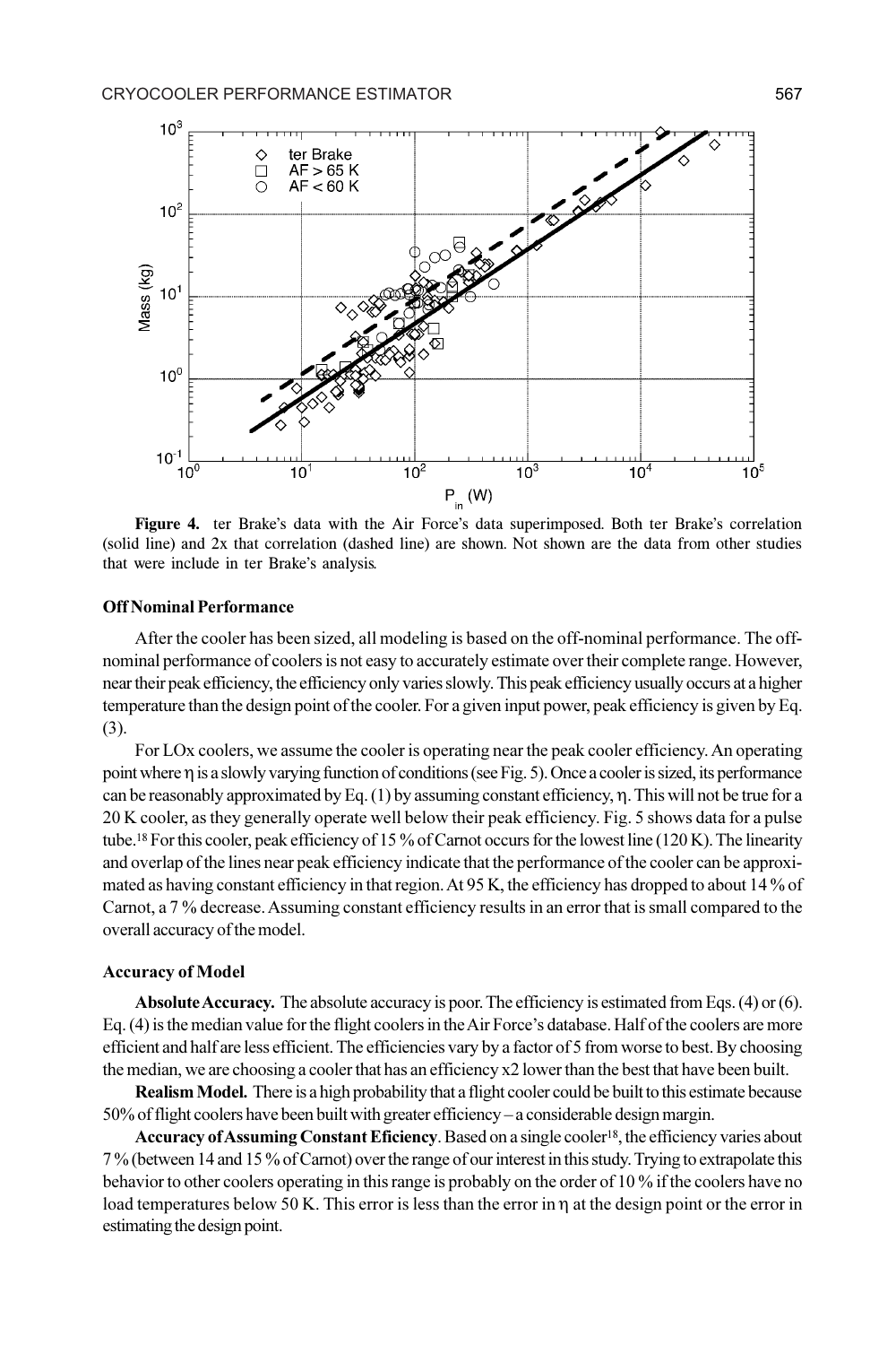**Figure 4.** ter Brake's data with the Air Force's data superimposed. Both ter Brake's correlation (solid line) and 2x that correlation (dashed line) are shown. Not shown are the data from other studies that were include in ter Brake's analysis.

### Off Nominal Performance

After the cooler has been sized, all modeling is based on the off-nominal performance. The off-nominal performance of coolers is not easy to accurately estimate over their complete range. However, near their peak efficiency, the efficiency only varies slowly. This peak efficiency usually occurs at a higher temperature than the design point of the cooler. For a given input power, peak efficiency is given by Eq. (3).

For LOx coolers, we assume the cooler is operating near the peak cooler efficiency. An operating point where $\eta$ is a slowly varying function of conditions (see Fig. 5). Once a cooler is sized, its performance can be reasonably approximated by Eq. (1) by assuming constant efficiency, $\eta$. This will not be true for a 20 K cooler, as they generally operate well below their peak efficiency. Fig. 5 shows data for a pulse tube.[18] For this cooler, peak efficiency of 15 % of Carnot occurs for the lowest line (120 K). The linearity and overlap of the lines near peak efficiency indicate that the performance of the cooler can be approximated as having constant efficiency in that region. At 95 K, the efficiency has dropped to about 14 % of Carnot, a 7 % decrease. Assuming constant efficiency results in an error that is small compared to the overall accuracy of the model.

### Accuracy of Model

**Absolute Accuracy.** The absolute accuracy is poor. The efficiency is estimated from Eqs. (4) or (6). Eq. (4) is the median value for the flight coolers in the Air Force's database. Half of the coolers are more efficient and half are less efficient. The efficiencies vary by a factor of 5 from worse to best. By choosing the median, we are choosing a cooler that has an efficiency x2 lower than the best that have been built.

**Realism Model.** There is a high probability that a flight cooler could be built to this estimate because 50% of flight coolers have been built with greater efficiency – a considerable design margin.

**Accuracy of Assuming Constant Eficiency**. Based on a single cooler[18], the efficiency varies about 7 % (between 14 and 15 % of Carnot) over the range of our interest in this study. Trying to extrapolate this behavior to other coolers operating in this range is probably on the order of 10 % if the coolers have no load temperatures below 50 K. This error is less than the error in $\eta$ at the design point or the error in estimating the design point.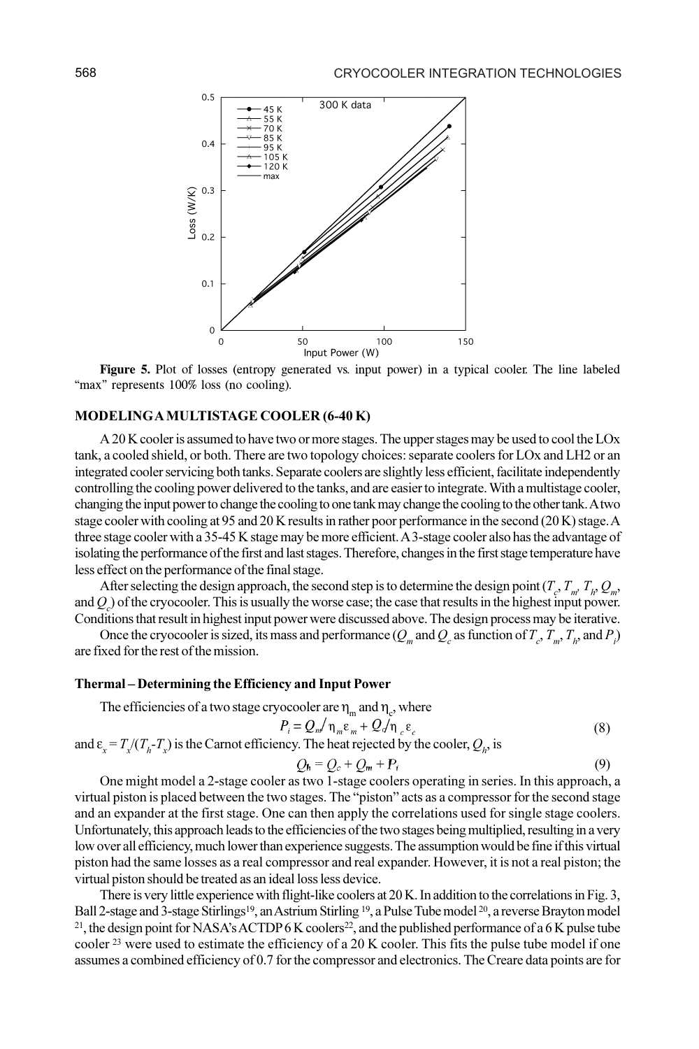**Figure 5.** Plot of losses (entropy generated vs. input power) in a typical cooler. The line labeled "max" represents 100% loss (no cooling).

## MODELING A MULTISTAGE COOLER (6-40 K)

A 20 K cooler is assumed to have two or more stages. The upper stages may be used to cool the LOx tank, a cooled shield, or both. There are two topology choices: separate coolers for LOx and LH2 or an integrated cooler servicing both tanks. Separate coolers are slightly less efficient, facilitate independently controlling the cooling power delivered to the tanks, and are easier to integrate. With a multistage cooler, changing the input power to change the cooling to one tank may change the cooling to the other tank. A two stage cooler with cooling at 95 and 20 K results in rather poor performance in the second (20 K) stage. A three stage cooler with a 35-45 K stage may be more efficient. A 3-stage cooler also has the advantage of isolating the performance of the first and last stages. Therefore, changes in the first stage temperature have less effect on the performance of the final stage.

After selecting the design approach, the second step is to determine the design point ($T_c$, $T_m$, $T_h$, $Q_m$, and $Q_c$) of the cryocooler. This is usually the worse case; the case that results in the highest input power. Conditions that result in highest input power were discussed above. The design process may be iterative.

Once the cryocooler is sized, its mass and performance ($Q_m$ and $Q_c$ as function of $T_c$, $T_m$, $T_h$, and $P_i$) are fixed for the rest of the mission.

### Thermal – Determining the Efficiency and Input Power

The efficiencies of a two stage cryocooler are $\eta_m$ and $\eta_c$, where

$$P_i = Q_m / \eta_m \varepsilon_m + Q_c / \eta_c \varepsilon_c \tag{8}$$

and $\varepsilon_x = T_x/(T_h - T_x)$ is the Carnot efficiency. The heat rejected by the cooler, $Q_h$, is

$$Q_h = Q_c + Q_m + P_i \tag{9}$$

One might model a 2-stage cooler as two 1-stage coolers operating in series. In this approach, a virtual piston is placed between the two stages. The "piston" acts as a compressor for the second stage and an expander at the first stage. One can then apply the correlations used for single stage coolers. Unfortunately, this approach leads to the efficiencies of the two stages being multiplied, resulting in a very low over all efficiency, much lower than experience suggests. The assumption would be fine if this virtual piston had the same losses as a real compressor and real expander. However, it is not a real piston; the virtual piston should be treated as an ideal loss less device.

There is very little experience with flight-like coolers at 20 K. In addition to the correlations in Fig. 3, Ball 2-stage and 3-stage Stirlings[19], an Astrium Stirling [19], a Pulse Tube model [20], a reverse Brayton model [21], the design point for NASA's ACTDP 6 K coolers[22], and the published performance of a 6 K pulse tube cooler [23] were used to estimate the efficiency of a 20 K cooler. This fits the pulse tube model if one assumes a combined efficiency of 0.7 for the compressor and electronics. The Creare data points are for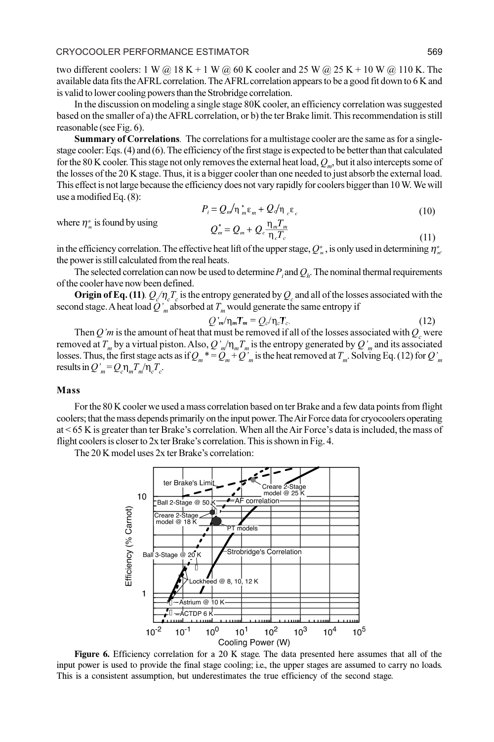two different coolers: 1 W @ 18 K + 1 W @ 60 K cooler and 25 W @ 25 K + 10 W @ 110 K. The available data fits the AFRL correlation. The AFRL correlation appears to be a good fit down to 6 K and is valid to lower cooling powers than the Strobridge correlation.

In the discussion on modeling a single stage 80K cooler, an efficiency correlation was suggested based on the smaller of a) the AFRL correlation, or b) the ter Brake limit. This recommendation is still reasonable (see Fig. 6).

**Summary of Correlations**. The correlations for a multistage cooler are the same as for a single-stage cooler: Eqs. (4) and (6). The efficiency of the first stage is expected to be better than that calculated for the 80 K cooler. This stage not only removes the external heat load, $Q_m$, but it also intercepts some of the losses of the 20 K stage. Thus, it is a bigger cooler than one needed to just absorb the external load. This effect is not large because the efficiency does not vary rapidly for coolers bigger than 10 W. We will use a modified Eq. (8):

$$P_i = Q_m / \eta^*_m \varepsilon_m + Q_c / \eta_c \varepsilon_c \tag{10}$$

where $\eta^*_m$ is found by using

$$Q^*_m = Q_m + Q_c \frac{\eta_m T_m}{\eta_c T_c} \tag{11}$$

in the efficiency correlation. The effective heat lift of the upper stage, $Q^*_m$, is only used in determining $\eta^*_m$, the power is still calculated from the real heats.

The selected correlation can now be used to determine $P_i$ and $Q_h$. The nominal thermal requirements of the cooler have now been defined.

**Origin of Eq. (11)**. $Q_c/\eta_c T_c$ is the entropy generated by $Q_c$ and all of the losses associated with the second stage. A heat load $Q'_m$ absorbed at $T_m$ would generate the same entropy if

$$Q'_m / \eta_m T_m = Q_c / \eta_c T_c. \tag{12}$$

Then $Q'm$ is the amount of heat that must be removed if all of the losses associated with $Q_c$ were removed at $T_m$ by a virtual piston. Also, $Q'_m/\eta_m T_m$ is the entropy generated by $Q'_m$ and its associated losses. Thus, the first stage acts as if $Q_m{}^* = Q_m + Q'_m$ is the heat removed at $T_m$. Solving Eq. (12) for $Q'_m$ results in $Q'_m = Q_c \eta_m T_m / \eta_c T_c$.

## Mass

For the 80 K cooler we used a mass correlation based on ter Brake and a few data points from flight coolers; that the mass depends primarily on the input power. The Air Force data for cryocoolers operating at < 65 K is greater than ter Brake's correlation. When all the Air Force's data is included, the mass of flight coolers is closer to 2x ter Brake's correlation. This is shown in Fig. 4.

The 20 K model uses 2x ter Brake's correlation:

**Figure 6.** Efficiency correlation for a 20 K stage. The data presented here assumes that all of the input power is used to provide the final stage cooling; i.e., the upper stages are assumed to carry no loads. This is a consistent assumption, but underestimates the true efficiency of the second stage.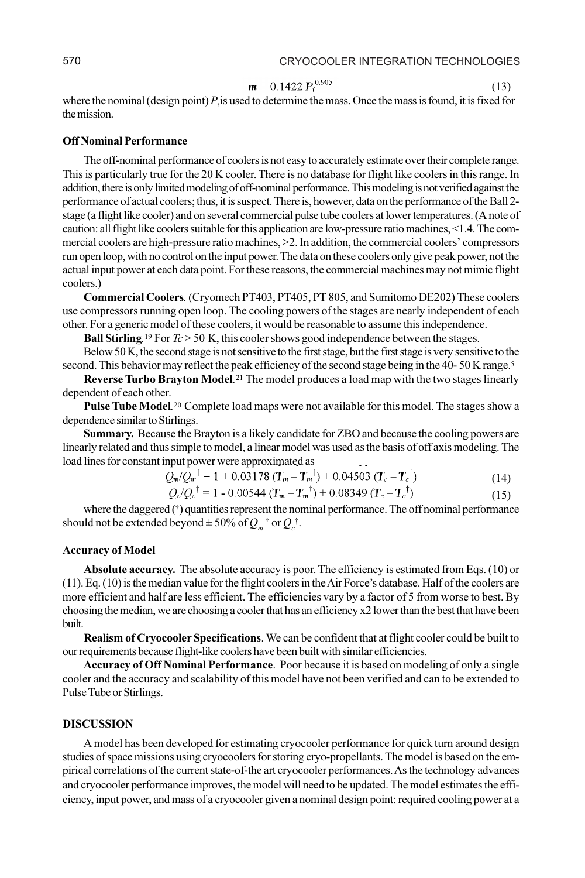$$m = 0.1422\, P_i^{0.905} \tag{13}$$

where the nominal (design point) $P_i$ is used to determine the mass. Once the mass is found, it is fixed for the mission.

**Off Nominal Performance**

The off-nominal performance of coolers is not easy to accurately estimate over their complete range. This is particularly true for the 20 K cooler. There is no database for flight like coolers in this range. In addition, there is only limited modeling of off-nominal performance. This modeling is not verified against the performance of actual coolers; thus, it is suspect. There is, however, data on the performance of the Ball 2-stage (a flight like cooler) and on several commercial pulse tube coolers at lower temperatures. (A note of caution: all flight like coolers suitable for this application are low-pressure ratio machines, <1.4. The commercial coolers are high-pressure ratio machines, >2. In addition, the commercial coolers' compressors run open loop, with no control on the input power. The data on these coolers only give peak power, not the actual input power at each data point. For these reasons, the commercial machines may not mimic flight coolers.)

**Commercial Coolers**. (Cryomech PT403, PT405, PT 805, and Sumitomo DE202) These coolers use compressors running open loop. The cooling powers of the stages are nearly independent of each other. For a generic model of these coolers, it would be reasonable to assume this independence.

**Ball Stirling**.[19] For $Tc > 50$ K, this cooler shows good independence between the stages.

Below 50 K, the second stage is not sensitive to the first stage, but the first stage is very sensitive to the second. This behavior may reflect the peak efficiency of the second stage being in the 40- 50 K range.[5]

**Reverse Turbo Brayton Model**.[21] The model produces a load map with the two stages linearly dependent of each other.

**Pulse Tube Model**.[20] Complete load maps were not available for this model. The stages show a dependence similar to Stirlings.

**Summary.** Because the Brayton is a likely candidate for ZBO and because the cooling powers are linearly related and thus simple to model, a linear model was used as the basis of off axis modeling. The load lines for constant input power were approximated as

$$Q_m/Q_m^{\dagger} = 1 + 0.03178\,(T_m - T_m^{\dagger}) + 0.04503\,(T_c - T_c^{\dagger}) \tag{14}$$

$$Q_c/Q_c^{\dagger} = 1 - 0.00544\,(T_m - T_m^{\dagger}) + 0.08349\,(T_c - T_c^{\dagger}) \tag{15}$$

where the daggered (†) quantities represent the nominal performance. The off nominal performance should not be extended beyond ± 50% of $Q_m^{\dagger}$ or $Q_c^{\dagger}$.

**Accuracy of Model**

**Absolute accuracy.** The absolute accuracy is poor. The efficiency is estimated from Eqs. (10) or (11). Eq. (10) is the median value for the flight coolers in the Air Force's database. Half of the coolers are more efficient and half are less efficient. The efficiencies vary by a factor of 5 from worse to best. By choosing the median, we are choosing a cooler that has an efficiency x2 lower than the best that have been built.

**Realism of Cryocooler Specifications**. We can be confident that at flight cooler could be built to our requirements because flight-like coolers have been built with similar efficiencies.

**Accuracy of Off Nominal Performance**. Poor because it is based on modeling of only a single cooler and the accuracy and scalability of this model have not been verified and can to be extended to Pulse Tube or Stirlings.

## DISCUSSION

A model has been developed for estimating cryocooler performance for quick turn around design studies of space missions using cryocoolers for storing cryo-propellants. The model is based on the empirical correlations of the current state-of-the art cryocooler performances. As the technology advances and cryocooler performance improves, the model will need to be updated. The model estimates the efficiency, input power, and mass of a cryocooler given a nominal design point: required cooling power at a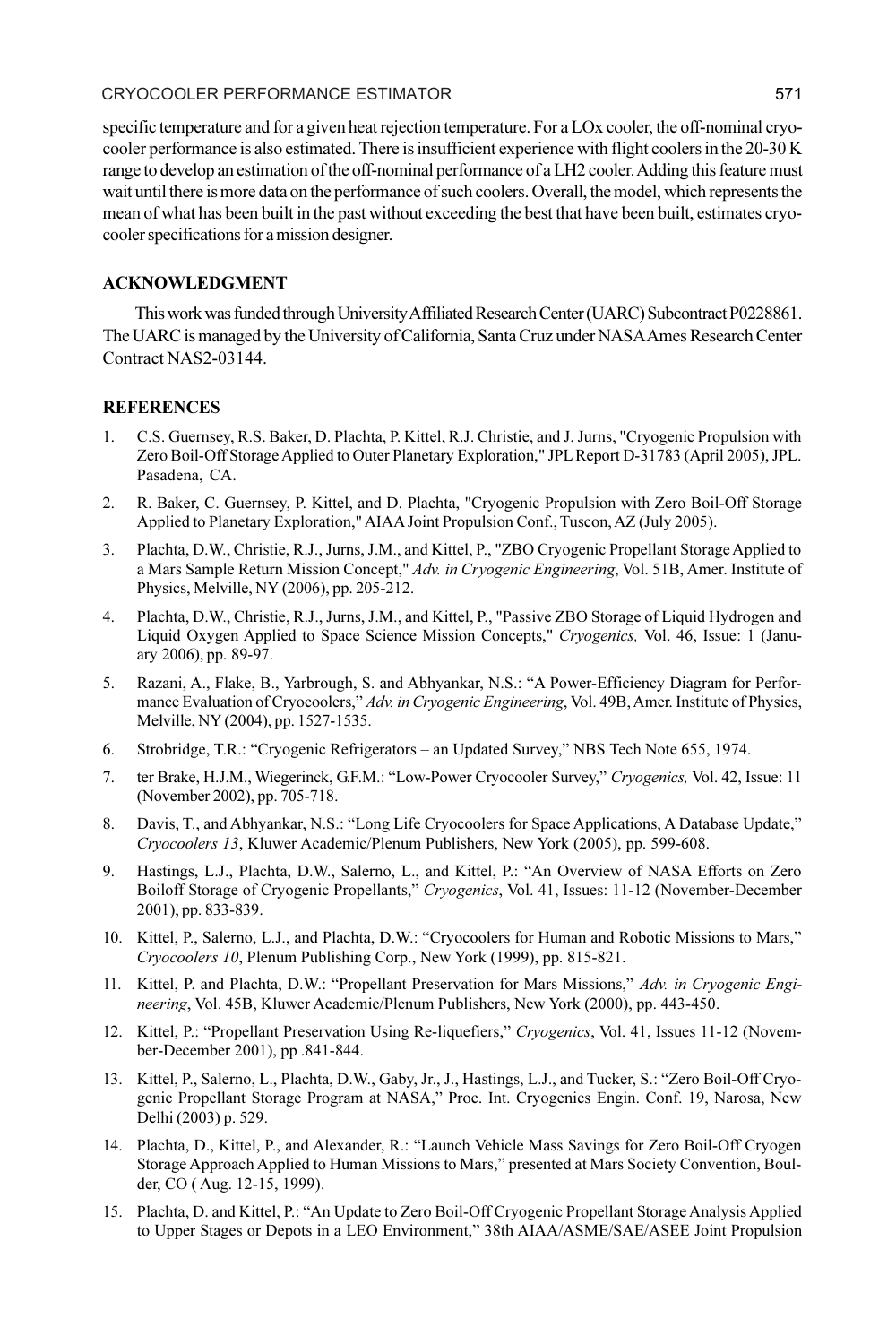specific temperature and for a given heat rejection temperature. For a LOx cooler, the off-nominal cryocooler performance is also estimated. There is insufficient experience with flight coolers in the 20-30 K range to develop an estimation of the off-nominal performance of a LH2 cooler. Adding this feature must wait until there is more data on the performance of such coolers. Overall, the model, which represents the mean of what has been built in the past without exceeding the best that have been built, estimates cryocooler specifications for a mission designer.

## ACKNOWLEDGMENT

This work was funded through University Affiliated Research Center (UARC) Subcontract P0228861. The UARC is managed by the University of California, Santa Cruz under NASA Ames Research Center Contract NAS2-03144.

## REFERENCES

1. C.S. Guernsey, R.S. Baker, D. Plachta, P. Kittel, R.J. Christie, and J. Jurns, "Cryogenic Propulsion with Zero Boil-Off Storage Applied to Outer Planetary Exploration," JPL Report D-31783 (April 2005), JPL. Pasadena, CA.
2. R. Baker, C. Guernsey, P. Kittel, and D. Plachta, "Cryogenic Propulsion with Zero Boil-Off Storage Applied to Planetary Exploration," AIAA Joint Propulsion Conf., Tuscon, AZ (July 2005).
3. Plachta, D.W., Christie, R.J., Jurns, J.M., and Kittel, P., "ZBO Cryogenic Propellant Storage Applied to a Mars Sample Return Mission Concept," *Adv. in Cryogenic Engineering*, Vol. 51B, Amer. Institute of Physics, Melville, NY (2006), pp. 205-212.
4. Plachta, D.W., Christie, R.J., Jurns, J.M., and Kittel, P., "Passive ZBO Storage of Liquid Hydrogen and Liquid Oxygen Applied to Space Science Mission Concepts," *Cryogenics,* Vol. 46, Issue: 1 (January 2006), pp. 89-97.
5. Razani, A., Flake, B., Yarbrough, S. and Abhyankar, N.S.: "A Power-Efficiency Diagram for Performance Evaluation of Cryocoolers," *Adv. in Cryogenic Engineering*, Vol. 49B, Amer. Institute of Physics, Melville, NY (2004), pp. 1527-1535.
6. Strobridge, T.R.: "Cryogenic Refrigerators – an Updated Survey," NBS Tech Note 655, 1974.
7. ter Brake, H.J.M., Wiegerinck, G.F.M.: "Low-Power Cryocooler Survey," *Cryogenics,* Vol. 42, Issue: 11 (November 2002), pp. 705-718.
8. Davis, T., and Abhyankar, N.S.: "Long Life Cryocoolers for Space Applications, A Database Update," *Cryocoolers 13*, Kluwer Academic/Plenum Publishers, New York (2005), pp. 599-608.
9. Hastings, L.J., Plachta, D.W., Salerno, L., and Kittel, P.: "An Overview of NASA Efforts on Zero Boiloff Storage of Cryogenic Propellants," *Cryogenics*, Vol. 41, Issues: 11-12 (November-December 2001), pp. 833-839.
10. Kittel, P., Salerno, L.J., and Plachta, D.W.: "Cryocoolers for Human and Robotic Missions to Mars," *Cryocoolers 10*, Plenum Publishing Corp., New York (1999), pp. 815-821.
11. Kittel, P. and Plachta, D.W.: "Propellant Preservation for Mars Missions," *Adv. in Cryogenic Engineering*, Vol. 45B, Kluwer Academic/Plenum Publishers, New York (2000), pp. 443-450.
12. Kittel, P.: "Propellant Preservation Using Re-liquefiers," *Cryogenics*, Vol. 41, Issues 11-12 (November-December 2001), pp .841-844.
13. Kittel, P., Salerno, L., Plachta, D.W., Gaby, Jr., J., Hastings, L.J., and Tucker, S.: "Zero Boil-Off Cryogenic Propellant Storage Program at NASA," Proc. Int. Cryogenics Engin. Conf. 19, Narosa, New Delhi (2003) p. 529.
14. Plachta, D., Kittel, P., and Alexander, R.: "Launch Vehicle Mass Savings for Zero Boil-Off Cryogen Storage Approach Applied to Human Missions to Mars," presented at Mars Society Convention, Boulder, CO ( Aug. 12-15, 1999).
15. Plachta, D. and Kittel, P.: "An Update to Zero Boil-Off Cryogenic Propellant Storage Analysis Applied to Upper Stages or Depots in a LEO Environment," 38th AIAA/ASME/SAE/ASEE Joint Propulsion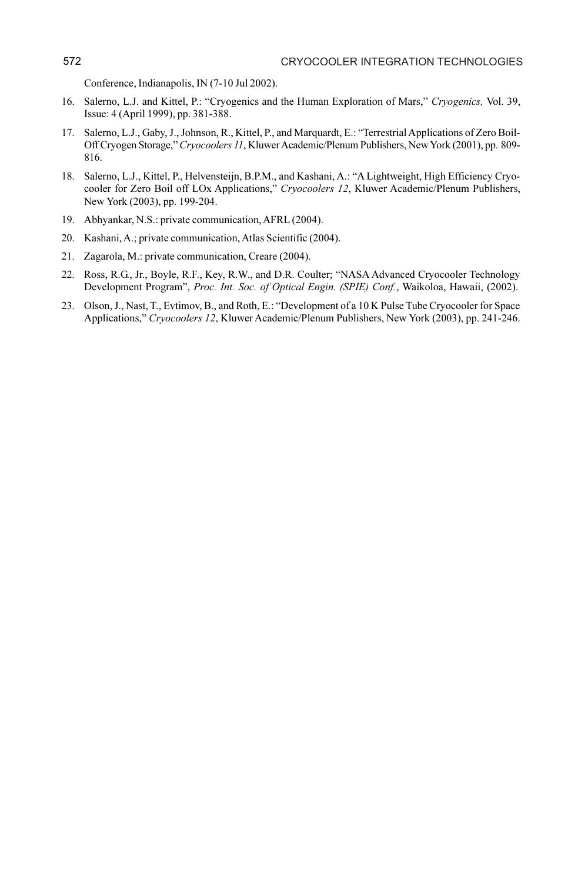Conference, Indianapolis, IN (7-10 Jul 2002).

16. Salerno, L.J. and Kittel, P.: "Cryogenics and the Human Exploration of Mars," *Cryogenics,* Vol. 39, Issue: 4 (April 1999), pp. 381-388.
17. Salerno, L.J., Gaby, J., Johnson, R., Kittel, P., and Marquardt, E.: "Terrestrial Applications of Zero Boil-Off Cryogen Storage," *Cryocoolers 11*, Kluwer Academic/Plenum Publishers, New York (2001), pp. 809-816.
18. Salerno, L.J., Kittel, P., Helvensteijn, B.P.M., and Kashani, A.: "A Lightweight, High Efficiency Cryocooler for Zero Boil off LOx Applications," *Cryocoolers 12*, Kluwer Academic/Plenum Publishers, New York (2003), pp. 199-204.
19. Abhyankar, N.S.: private communication, AFRL (2004).
20. Kashani, A.; private communication, Atlas Scientific (2004).
21. Zagarola, M.: private communication, Creare (2004).
22. Ross, R.G., Jr., Boyle, R.F., Key, R.W., and D.R. Coulter; "NASA Advanced Cryocooler Technology Development Program", *Proc. Int. Soc. of Optical Engin. (SPIE) Conf.*, Waikoloa, Hawaii, (2002).
23. Olson, J., Nast, T., Evtimov, B., and Roth, E.: "Development of a 10 K Pulse Tube Cryocooler for Space Applications," *Cryocoolers 12*, Kluwer Academic/Plenum Publishers, New York (2003), pp. 241-246.